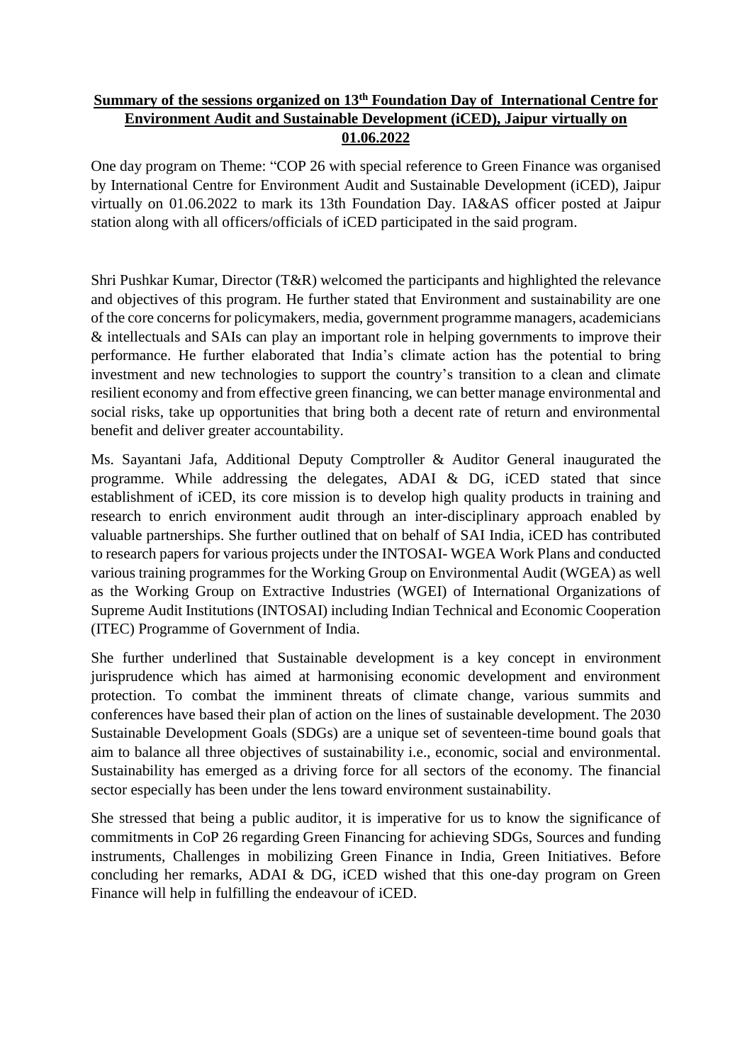**Summary of the sessions organized on 13th Foundation Day of International Centre for Environment Audit and Sustainable Development (iCED), Jaipur virtually on 01.06.2022**

One day program on Theme: "COP 26 with special reference to Green Finance was organised by International Centre for Environment Audit and Sustainable Development (iCED), Jaipur virtually on 01.06.2022 to mark its 13th Foundation Day. IA&AS officer posted at Jaipur station along with all officers/officials of iCED participated in the said program.

Shri Pushkar Kumar, Director (T&R) welcomed the participants and highlighted the relevance and objectives of this program. He further stated that Environment and sustainability are one of the core concerns for policymakers, media, government programme managers, academicians & intellectuals and SAIs can play an important role in helping governments to improve their performance. He further elaborated that India's climate action has the potential to bring investment and new technologies to support the country's transition to a clean and climate resilient economy and from effective green financing, we can better manage environmental and social risks, take up opportunities that bring both a decent rate of return and environmental benefit and deliver greater accountability.

Ms. Sayantani Jafa, Additional Deputy Comptroller & Auditor General inaugurated the programme. While addressing the delegates, ADAI & DG, iCED stated that since establishment of iCED, its core mission is to develop high quality products in training and research to enrich environment audit through an inter-disciplinary approach enabled by valuable partnerships. She further outlined that on behalf of SAI India, iCED has contributed to research papers for various projects under the INTOSAI- WGEA Work Plans and conducted various training programmes for the Working Group on Environmental Audit (WGEA) as well as the Working Group on Extractive Industries (WGEI) of International Organizations of Supreme Audit Institutions (INTOSAI) including Indian Technical and Economic Cooperation (ITEC) Programme of Government of India.

She further underlined that Sustainable development is a key concept in environment jurisprudence which has aimed at harmonising economic development and environment protection. To combat the imminent threats of climate change, various summits and conferences have based their plan of action on the lines of sustainable development. The 2030 Sustainable Development Goals (SDGs) are a unique set of seventeen-time bound goals that aim to balance all three objectives of sustainability i.e., economic, social and environmental. Sustainability has emerged as a driving force for all sectors of the economy. The financial sector especially has been under the lens toward environment sustainability.

She stressed that being a public auditor, it is imperative for us to know the significance of commitments in CoP 26 regarding Green Financing for achieving SDGs, Sources and funding instruments, Challenges in mobilizing Green Finance in India, Green Initiatives. Before concluding her remarks, ADAI & DG, iCED wished that this one-day program on Green Finance will help in fulfilling the endeavour of iCED.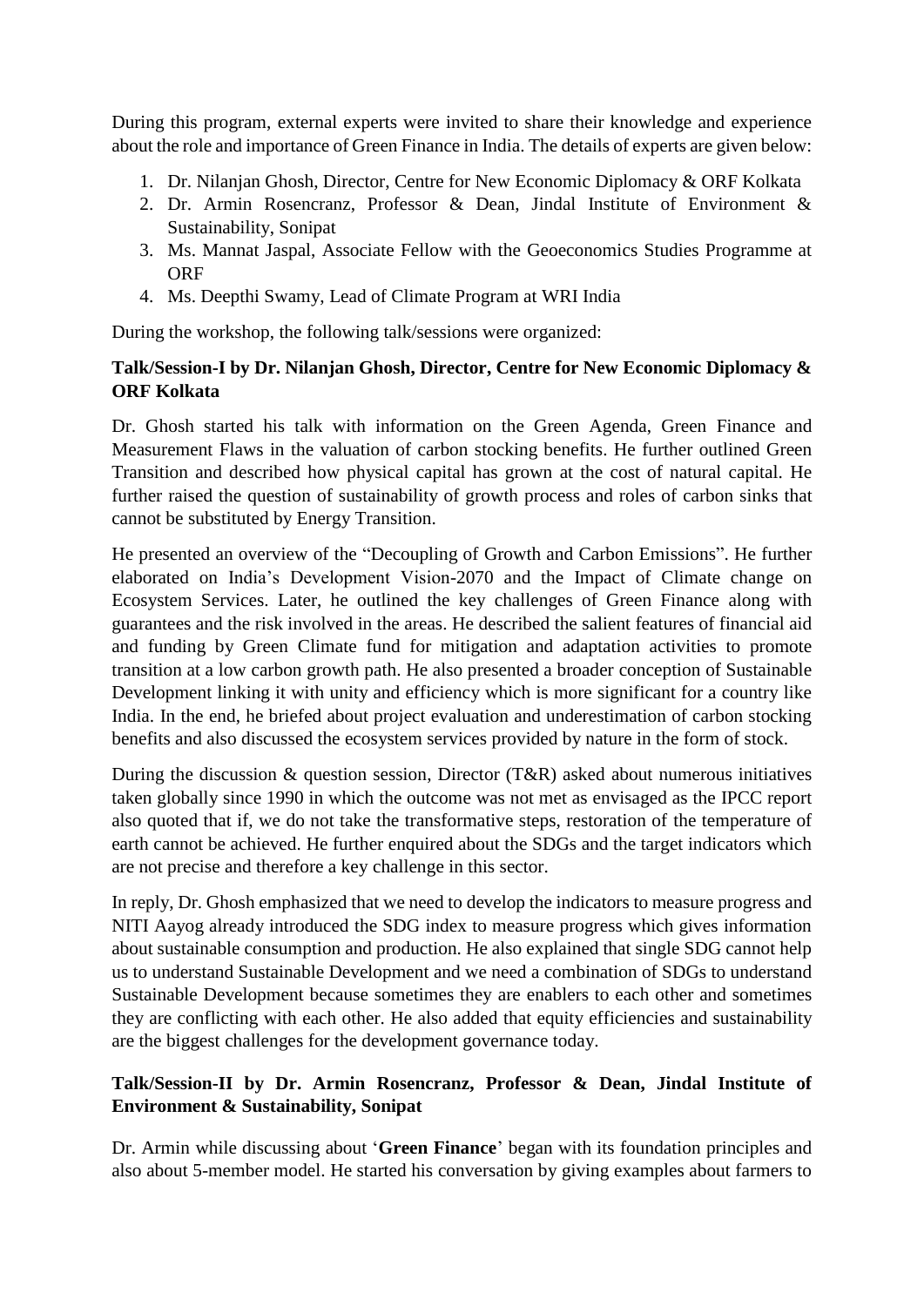During this program, external experts were invited to share their knowledge and experience about the role and importance of Green Finance in India. The details of experts are given below:

1. Dr. Nilanjan Ghosh, Director, Centre for New Economic Diplomacy & ORF Kolkata
2. Dr. Armin Rosencranz, Professor & Dean, Jindal Institute of Environment & Sustainability, Sonipat
3. Ms. Mannat Jaspal, Associate Fellow with the Geoeconomics Studies Programme at ORF
4. Ms. Deepthi Swamy, Lead of Climate Program at WRI India

During the workshop, the following talk/sessions were organized:

**Talk/Session-I by Dr. Nilanjan Ghosh, Director, Centre for New Economic Diplomacy & ORF Kolkata**

Dr. Ghosh started his talk with information on the Green Agenda, Green Finance and Measurement Flaws in the valuation of carbon stocking benefits. He further outlined Green Transition and described how physical capital has grown at the cost of natural capital. He further raised the question of sustainability of growth process and roles of carbon sinks that cannot be substituted by Energy Transition.

He presented an overview of the "Decoupling of Growth and Carbon Emissions". He further elaborated on India's Development Vision-2070 and the Impact of Climate change on Ecosystem Services. Later, he outlined the key challenges of Green Finance along with guarantees and the risk involved in the areas. He described the salient features of financial aid and funding by Green Climate fund for mitigation and adaptation activities to promote transition at a low carbon growth path. He also presented a broader conception of Sustainable Development linking it with unity and efficiency which is more significant for a country like India. In the end, he briefed about project evaluation and underestimation of carbon stocking benefits and also discussed the ecosystem services provided by nature in the form of stock.

During the discussion & question session, Director (T&R) asked about numerous initiatives taken globally since 1990 in which the outcome was not met as envisaged as the IPCC report also quoted that if, we do not take the transformative steps, restoration of the temperature of earth cannot be achieved. He further enquired about the SDGs and the target indicators which are not precise and therefore a key challenge in this sector.

In reply, Dr. Ghosh emphasized that we need to develop the indicators to measure progress and NITI Aayog already introduced the SDG index to measure progress which gives information about sustainable consumption and production. He also explained that single SDG cannot help us to understand Sustainable Development and we need a combination of SDGs to understand Sustainable Development because sometimes they are enablers to each other and sometimes they are conflicting with each other. He also added that equity efficiencies and sustainability are the biggest challenges for the development governance today.

**Talk/Session-II by Dr. Armin Rosencranz, Professor & Dean, Jindal Institute of Environment & Sustainability, Sonipat**

Dr. Armin while discussing about '**Green Finance**' began with its foundation principles and also about 5-member model. He started his conversation by giving examples about farmers to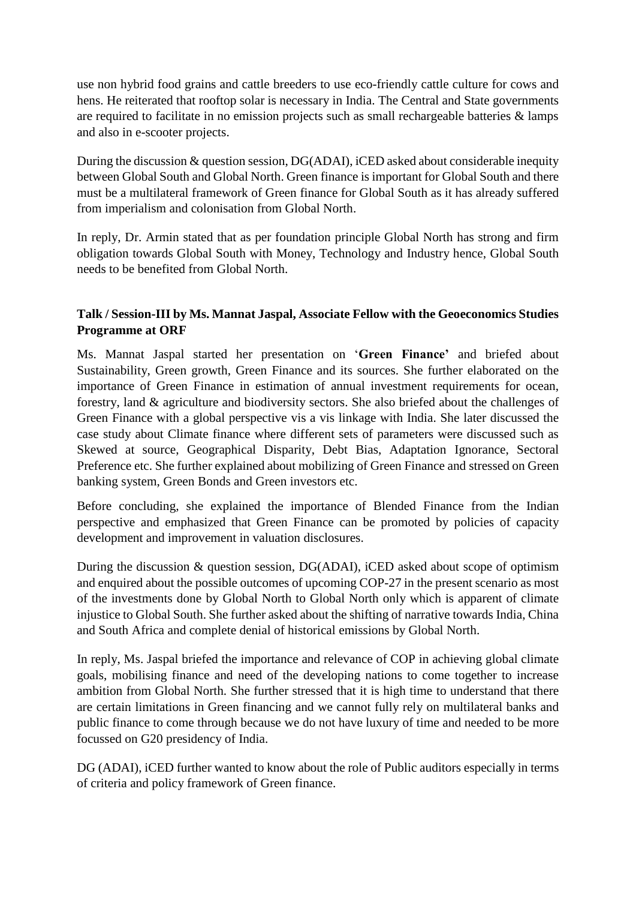use non hybrid food grains and cattle breeders to use eco-friendly cattle culture for cows and hens. He reiterated that rooftop solar is necessary in India. The Central and State governments are required to facilitate in no emission projects such as small rechargeable batteries & lamps and also in e-scooter projects.

During the discussion & question session, DG(ADAI), iCED asked about considerable inequity between Global South and Global North. Green finance is important for Global South and there must be a multilateral framework of Green finance for Global South as it has already suffered from imperialism and colonisation from Global North.

In reply, Dr. Armin stated that as per foundation principle Global North has strong and firm obligation towards Global South with Money, Technology and Industry hence, Global South needs to be benefited from Global North.

**Talk / Session-III by Ms. Mannat Jaspal, Associate Fellow with the Geoeconomics Studies Programme at ORF**

Ms. Mannat Jaspal started her presentation on '**Green Finance'** and briefed about Sustainability, Green growth, Green Finance and its sources. She further elaborated on the importance of Green Finance in estimation of annual investment requirements for ocean, forestry, land & agriculture and biodiversity sectors. She also briefed about the challenges of Green Finance with a global perspective vis a vis linkage with India. She later discussed the case study about Climate finance where different sets of parameters were discussed such as Skewed at source, Geographical Disparity, Debt Bias, Adaptation Ignorance, Sectoral Preference etc. She further explained about mobilizing of Green Finance and stressed on Green banking system, Green Bonds and Green investors etc.

Before concluding, she explained the importance of Blended Finance from the Indian perspective and emphasized that Green Finance can be promoted by policies of capacity development and improvement in valuation disclosures.

During the discussion & question session, DG(ADAI), iCED asked about scope of optimism and enquired about the possible outcomes of upcoming COP-27 in the present scenario as most of the investments done by Global North to Global North only which is apparent of climate injustice to Global South. She further asked about the shifting of narrative towards India, China and South Africa and complete denial of historical emissions by Global North.

In reply, Ms. Jaspal briefed the importance and relevance of COP in achieving global climate goals, mobilising finance and need of the developing nations to come together to increase ambition from Global North. She further stressed that it is high time to understand that there are certain limitations in Green financing and we cannot fully rely on multilateral banks and public finance to come through because we do not have luxury of time and needed to be more focussed on G20 presidency of India.

DG (ADAI), iCED further wanted to know about the role of Public auditors especially in terms of criteria and policy framework of Green finance.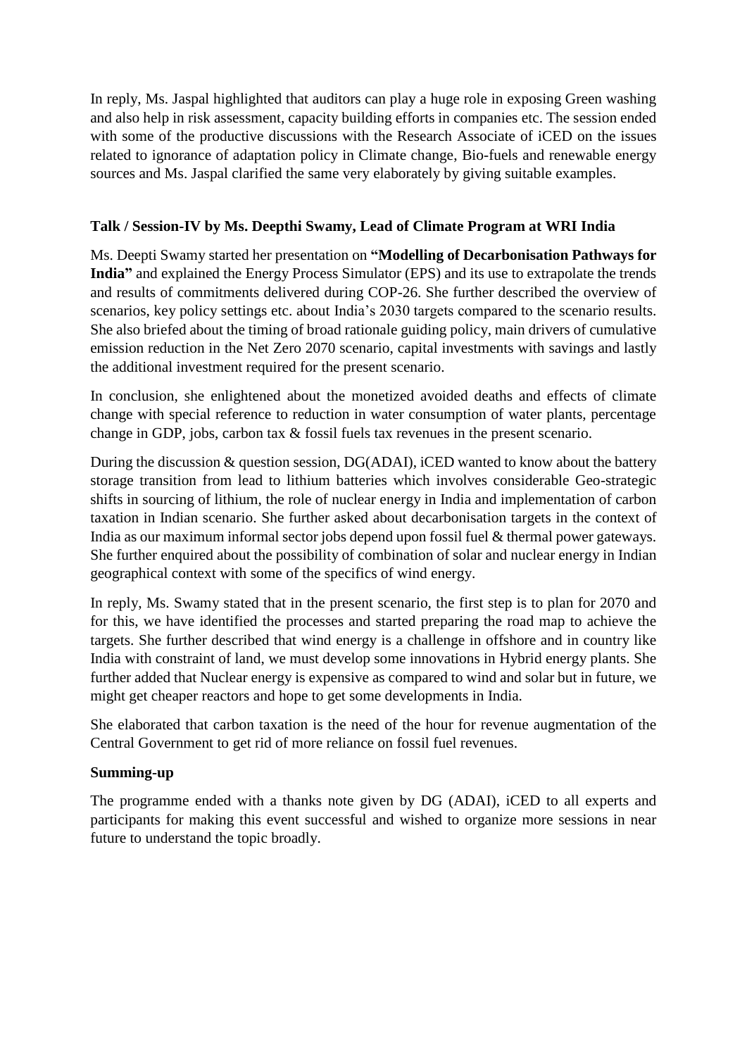In reply, Ms. Jaspal highlighted that auditors can play a huge role in exposing Green washing and also help in risk assessment, capacity building efforts in companies etc. The session ended with some of the productive discussions with the Research Associate of iCED on the issues related to ignorance of adaptation policy in Climate change, Bio-fuels and renewable energy sources and Ms. Jaspal clarified the same very elaborately by giving suitable examples.

**Talk / Session-IV by Ms. Deepthi Swamy, Lead of Climate Program at WRI India**

Ms. Deepti Swamy started her presentation on **"Modelling of Decarbonisation Pathways for India"** and explained the Energy Process Simulator (EPS) and its use to extrapolate the trends and results of commitments delivered during COP-26. She further described the overview of scenarios, key policy settings etc. about India's 2030 targets compared to the scenario results. She also briefed about the timing of broad rationale guiding policy, main drivers of cumulative emission reduction in the Net Zero 2070 scenario, capital investments with savings and lastly the additional investment required for the present scenario.

In conclusion, she enlightened about the monetized avoided deaths and effects of climate change with special reference to reduction in water consumption of water plants, percentage change in GDP, jobs, carbon tax & fossil fuels tax revenues in the present scenario.

During the discussion & question session, DG(ADAI), iCED wanted to know about the battery storage transition from lead to lithium batteries which involves considerable Geo-strategic shifts in sourcing of lithium, the role of nuclear energy in India and implementation of carbon taxation in Indian scenario. She further asked about decarbonisation targets in the context of India as our maximum informal sector jobs depend upon fossil fuel & thermal power gateways. She further enquired about the possibility of combination of solar and nuclear energy in Indian geographical context with some of the specifics of wind energy.

In reply, Ms. Swamy stated that in the present scenario, the first step is to plan for 2070 and for this, we have identified the processes and started preparing the road map to achieve the targets. She further described that wind energy is a challenge in offshore and in country like India with constraint of land, we must develop some innovations in Hybrid energy plants. She further added that Nuclear energy is expensive as compared to wind and solar but in future, we might get cheaper reactors and hope to get some developments in India.

She elaborated that carbon taxation is the need of the hour for revenue augmentation of the Central Government to get rid of more reliance on fossil fuel revenues.

**Summing-up**

The programme ended with a thanks note given by DG (ADAI), iCED to all experts and participants for making this event successful and wished to organize more sessions in near future to understand the topic broadly.